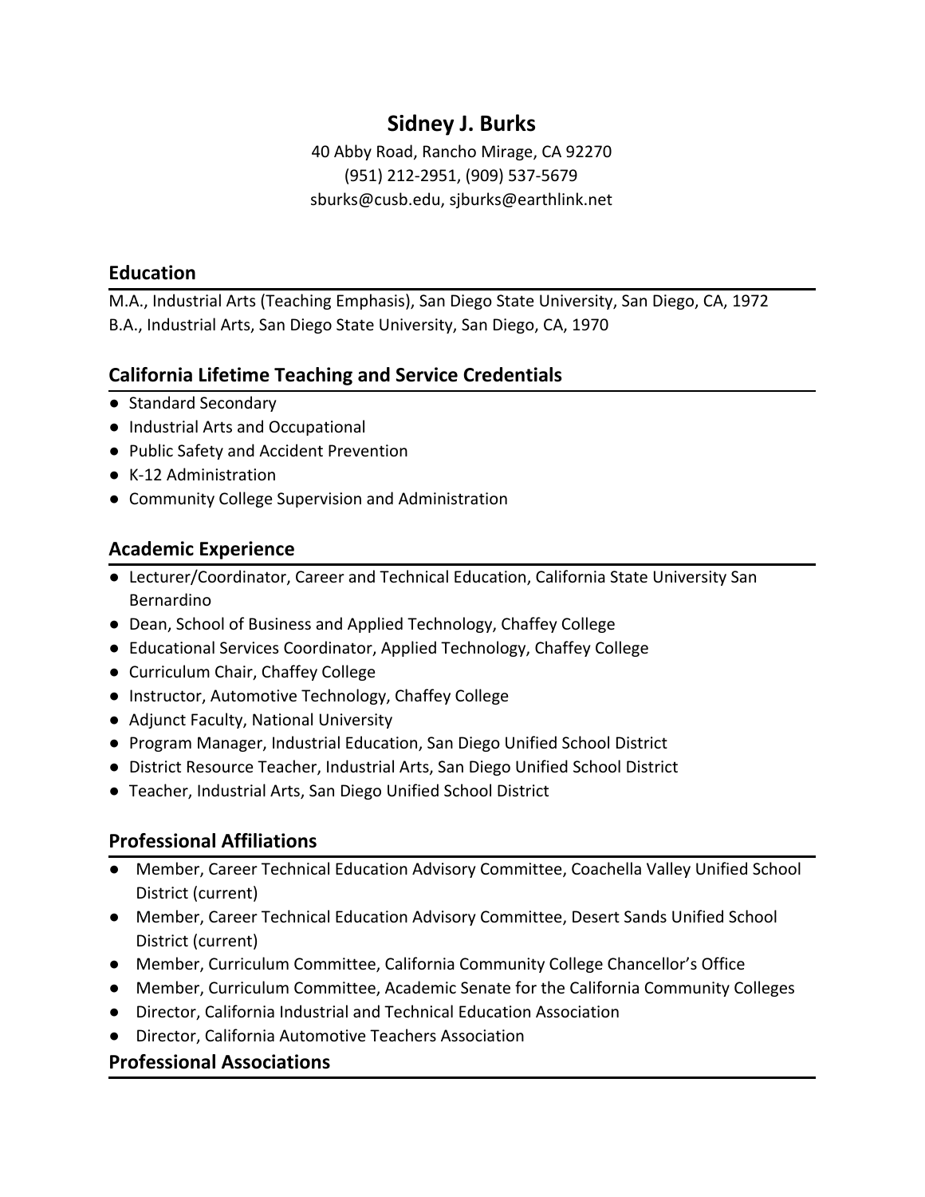# Sidney J. Burks

40 Abby Road, Rancho Mirage, CA 92270
(951) 212-2951, (909) 537-5679
sburks@cusb.edu, sjburks@earthlink.net

## Education

M.A., Industrial Arts (Teaching Emphasis), San Diego State University, San Diego, CA, 1972
B.A., Industrial Arts, San Diego State University, San Diego, CA, 1970

## California Lifetime Teaching and Service Credentials

- Standard Secondary
- Industrial Arts and Occupational
- Public Safety and Accident Prevention
- K-12 Administration
- Community College Supervision and Administration

## Academic Experience

- Lecturer/Coordinator, Career and Technical Education, California State University San Bernardino
- Dean, School of Business and Applied Technology, Chaffey College
- Educational Services Coordinator, Applied Technology, Chaffey College
- Curriculum Chair, Chaffey College
- Instructor, Automotive Technology, Chaffey College
- Adjunct Faculty, National University
- Program Manager, Industrial Education, San Diego Unified School District
- District Resource Teacher, Industrial Arts, San Diego Unified School District
- Teacher, Industrial Arts, San Diego Unified School District

## Professional Affiliations

- Member, Career Technical Education Advisory Committee, Coachella Valley Unified School District (current)
- Member, Career Technical Education Advisory Committee, Desert Sands Unified School District (current)
- Member, Curriculum Committee, California Community College Chancellor's Office
- Member, Curriculum Committee, Academic Senate for the California Community Colleges
- Director, California Industrial and Technical Education Association
- Director, California Automotive Teachers Association

## Professional Associations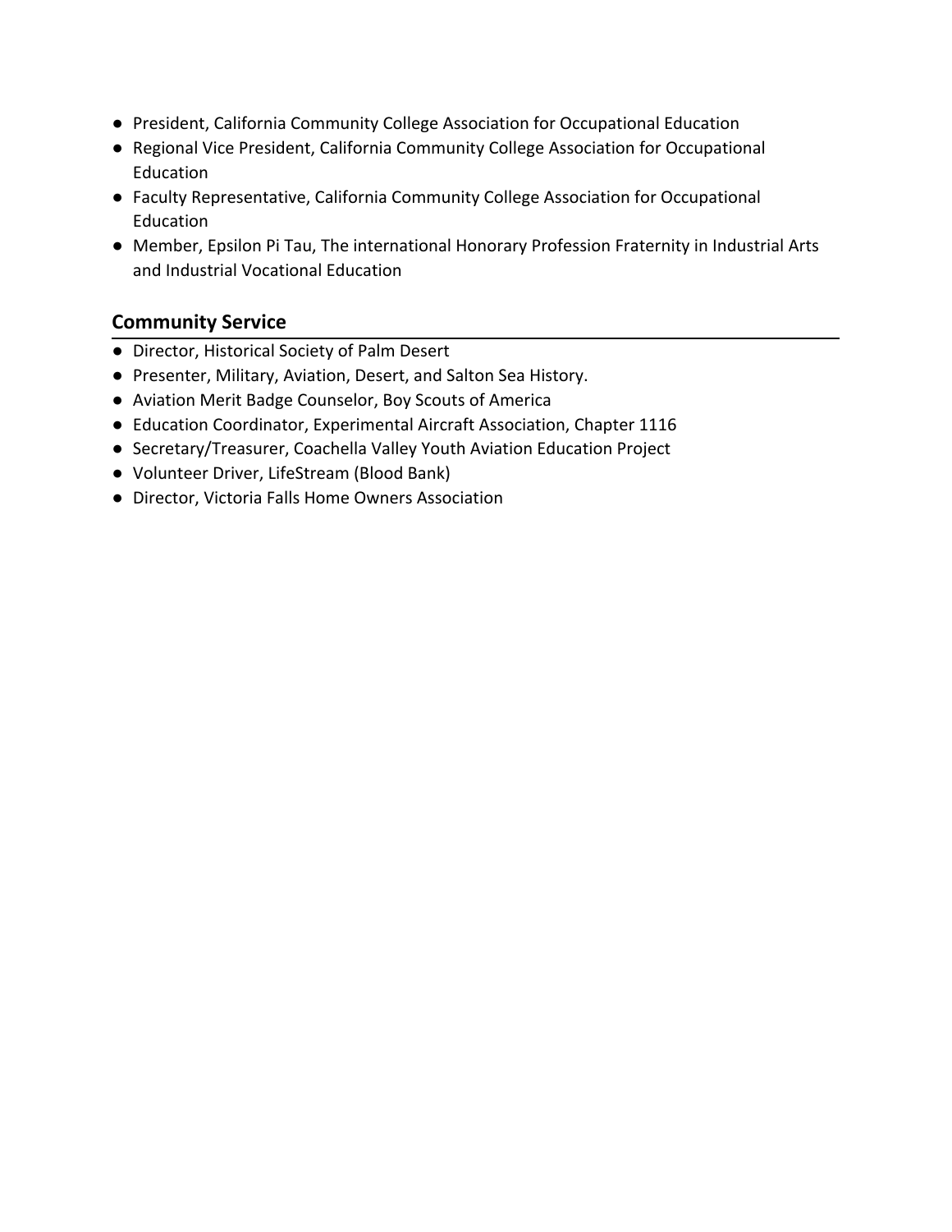- President, California Community College Association for Occupational Education
- Regional Vice President, California Community College Association for Occupational Education
- Faculty Representative, California Community College Association for Occupational Education
- Member, Epsilon Pi Tau, The international Honorary Profession Fraternity in Industrial Arts and Industrial Vocational Education

## Community Service

- Director, Historical Society of Palm Desert
- Presenter, Military, Aviation, Desert, and Salton Sea History.
- Aviation Merit Badge Counselor, Boy Scouts of America
- Education Coordinator, Experimental Aircraft Association, Chapter 1116
- Secretary/Treasurer, Coachella Valley Youth Aviation Education Project
- Volunteer Driver, LifeStream (Blood Bank)
- Director, Victoria Falls Home Owners Association